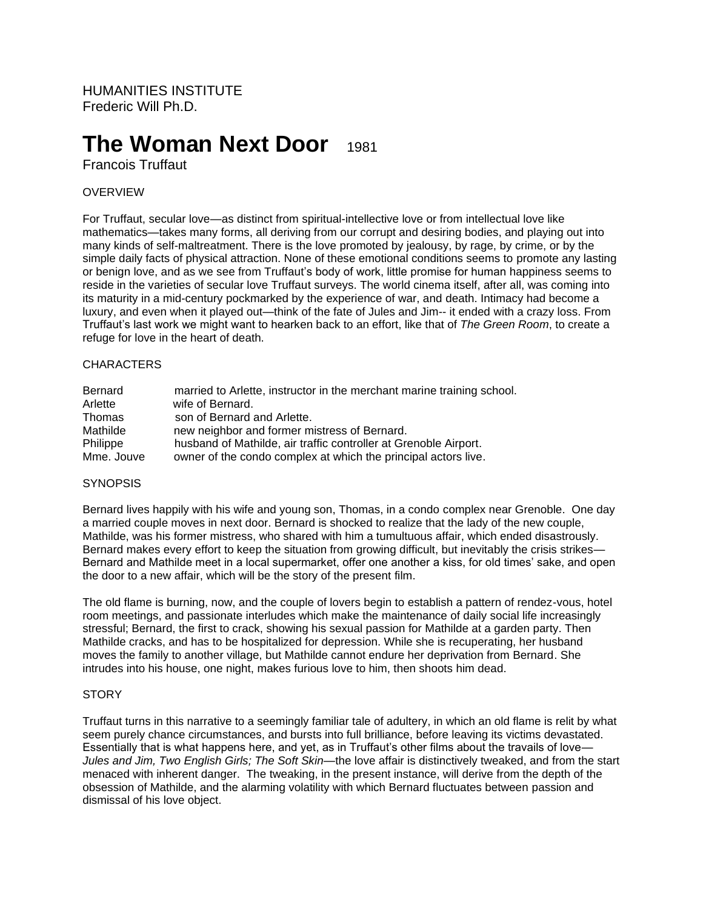HUMANITIES INSTITUTE
Frederic Will Ph.D.

# The Woman Next Door 1981

Francois Truffaut

## OVERVIEW

For Truffaut, secular love—as distinct from spiritual-intellective love or from intellectual love like mathematics—takes many forms, all deriving from our corrupt and desiring bodies, and playing out into many kinds of self-maltreatment. There is the love promoted by jealousy, by rage, by crime, or by the simple daily facts of physical attraction. None of these emotional conditions seems to promote any lasting or benign love, and as we see from Truffaut's body of work, little promise for human happiness seems to reside in the varieties of secular love Truffaut surveys. The world cinema itself, after all, was coming into its maturity in a mid-century pockmarked by the experience of war, and death. Intimacy had become a luxury, and even when it played out—think of the fate of Jules and Jim-- it ended with a crazy loss. From Truffaut's last work we might want to hearken back to an effort, like that of *The Green Room*, to create a refuge for love in the heart of death.

## CHARACTERS

| | |
|---|---|
| Bernard | married to Arlette, instructor in the merchant marine training school. |
| Arlette | wife of Bernard. |
| Thomas | son of Bernard and Arlette. |
| Mathilde | new neighbor and former mistress of Bernard. |
| Philippe | husband of Mathilde, air traffic controller at Grenoble Airport. |
| Mme. Jouve | owner of the condo complex at which the principal actors live. |

## SYNOPSIS

Bernard lives happily with his wife and young son, Thomas, in a condo complex near Grenoble. One day a married couple moves in next door. Bernard is shocked to realize that the lady of the new couple, Mathilde, was his former mistress, who shared with him a tumultuous affair, which ended disastrously. Bernard makes every effort to keep the situation from growing difficult, but inevitably the crisis strikes—Bernard and Mathilde meet in a local supermarket, offer one another a kiss, for old times' sake, and open the door to a new affair, which will be the story of the present film.

The old flame is burning, now, and the couple of lovers begin to establish a pattern of rendez-vous, hotel room meetings, and passionate interludes which make the maintenance of daily social life increasingly stressful; Bernard, the first to crack, showing his sexual passion for Mathilde at a garden party. Then Mathilde cracks, and has to be hospitalized for depression. While she is recuperating, her husband moves the family to another village, but Mathilde cannot endure her deprivation from Bernard. She intrudes into his house, one night, makes furious love to him, then shoots him dead.

## STORY

Truffaut turns in this narrative to a seemingly familiar tale of adultery, in which an old flame is relit by what seem purely chance circumstances, and bursts into full brilliance, before leaving its victims devastated. Essentially that is what happens here, and yet, as in Truffaut's other films about the travails of love—*Jules and Jim, Two English Girls; The Soft Skin*—the love affair is distinctively tweaked, and from the start menaced with inherent danger. The tweaking, in the present instance, will derive from the depth of the obsession of Mathilde, and the alarming volatility with which Bernard fluctuates between passion and dismissal of his love object.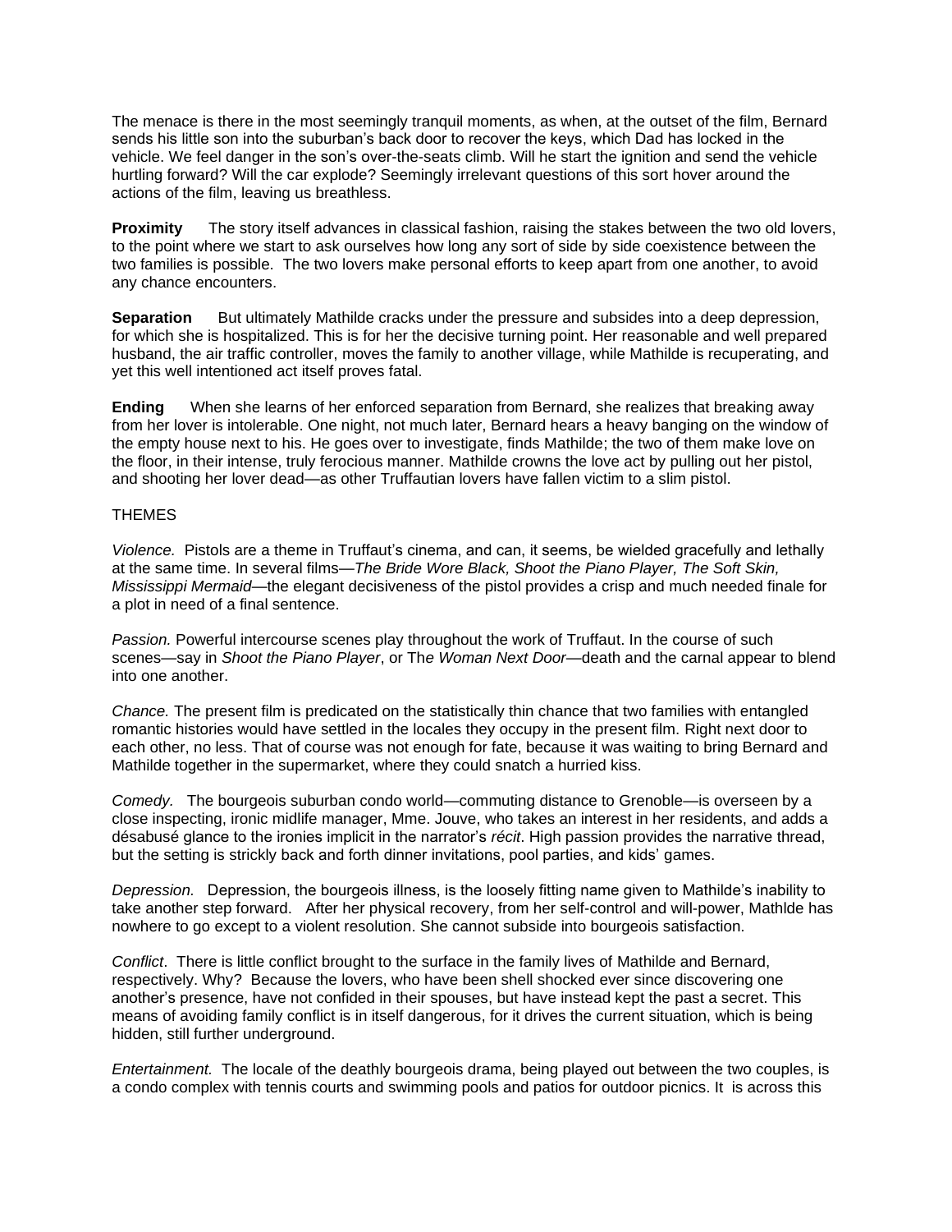The menace is there in the most seemingly tranquil moments, as when, at the outset of the film, Bernard sends his little son into the suburban's back door to recover the keys, which Dad has locked in the vehicle. We feel danger in the son's over-the-seats climb. Will he start the ignition and send the vehicle hurtling forward? Will the car explode? Seemingly irrelevant questions of this sort hover around the actions of the film, leaving us breathless.

**Proximity** The story itself advances in classical fashion, raising the stakes between the two old lovers, to the point where we start to ask ourselves how long any sort of side by side coexistence between the two families is possible. The two lovers make personal efforts to keep apart from one another, to avoid any chance encounters.

**Separation** But ultimately Mathilde cracks under the pressure and subsides into a deep depression, for which she is hospitalized. This is for her the decisive turning point. Her reasonable and well prepared husband, the air traffic controller, moves the family to another village, while Mathilde is recuperating, and yet this well intentioned act itself proves fatal.

**Ending** When she learns of her enforced separation from Bernard, she realizes that breaking away from her lover is intolerable. One night, not much later, Bernard hears a heavy banging on the window of the empty house next to his. He goes over to investigate, finds Mathilde; the two of them make love on the floor, in their intense, truly ferocious manner. Mathilde crowns the love act by pulling out her pistol, and shooting her lover dead—as other Truffautian lovers have fallen victim to a slim pistol.

THEMES

*Violence.* Pistols are a theme in Truffaut's cinema, and can, it seems, be wielded gracefully and lethally at the same time. In several films—*The Bride Wore Black, Shoot the Piano Player, The Soft Skin, Mississippi Mermaid*—the elegant decisiveness of the pistol provides a crisp and much needed finale for a plot in need of a final sentence.

*Passion.* Powerful intercourse scenes play throughout the work of Truffaut. In the course of such scenes—say in *Shoot the Piano Player*, or Th*e Woman Next Door*—death and the carnal appear to blend into one another.

*Chance.* The present film is predicated on the statistically thin chance that two families with entangled romantic histories would have settled in the locales they occupy in the present film. Right next door to each other, no less. That of course was not enough for fate, because it was waiting to bring Bernard and Mathilde together in the supermarket, where they could snatch a hurried kiss.

*Comedy.* The bourgeois suburban condo world—commuting distance to Grenoble—is overseen by a close inspecting, ironic midlife manager, Mme. Jouve, who takes an interest in her residents, and adds a désabusé glance to the ironies implicit in the narrator's *récit*. High passion provides the narrative thread, but the setting is strickly back and forth dinner invitations, pool parties, and kids' games.

*Depression.* Depression, the bourgeois illness, is the loosely fitting name given to Mathilde's inability to take another step forward. After her physical recovery, from her self-control and will-power, Mathlde has nowhere to go except to a violent resolution. She cannot subside into bourgeois satisfaction.

*Conflict*. There is little conflict brought to the surface in the family lives of Mathilde and Bernard, respectively. Why? Because the lovers, who have been shell shocked ever since discovering one another's presence, have not confided in their spouses, but have instead kept the past a secret. This means of avoiding family conflict is in itself dangerous, for it drives the current situation, which is being hidden, still further underground.

*Entertainment.* The locale of the deathly bourgeois drama, being played out between the two couples, is a condo complex with tennis courts and swimming pools and patios for outdoor picnics. It is across this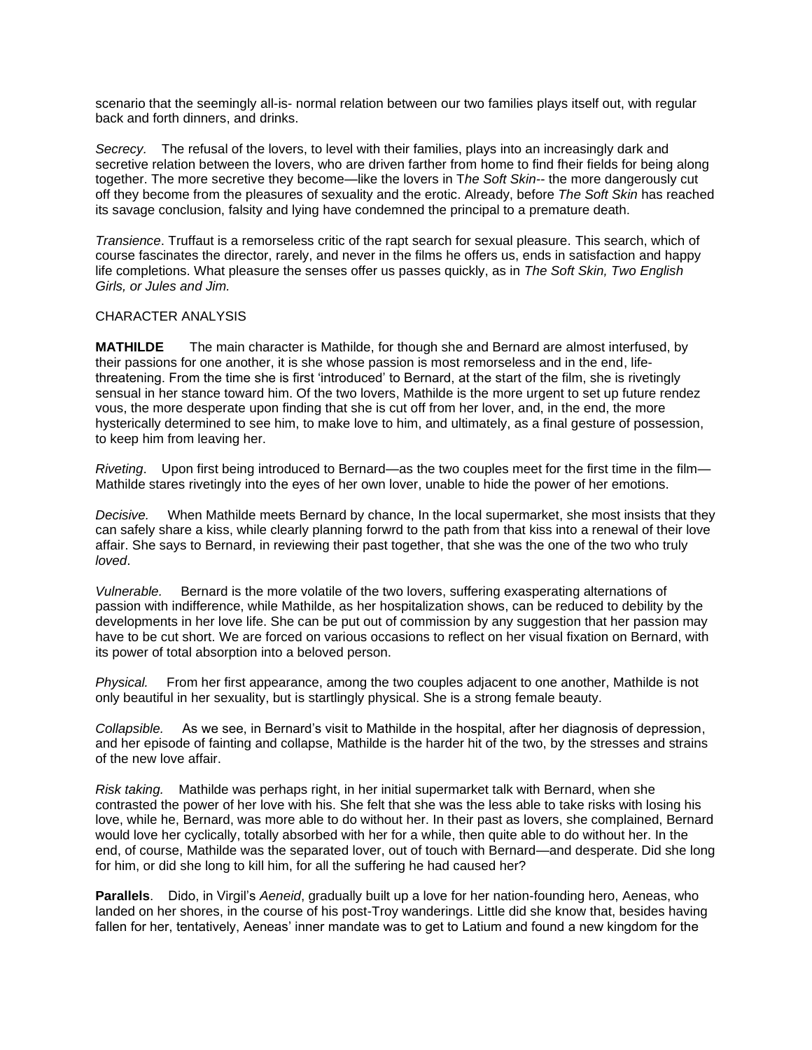scenario that the seemingly all-is- normal relation between our two families plays itself out, with regular back and forth dinners, and drinks.

*Secrecy*. The refusal of the lovers, to level with their families, plays into an increasingly dark and secretive relation between the lovers, who are driven farther from home to find fheir fields for being along together. The more secretive they become—like the lovers in T*he Soft Skin*-- the more dangerously cut off they become from the pleasures of sexuality and the erotic. Already, before *The Soft Skin* has reached its savage conclusion, falsity and lying have condemned the principal to a premature death.

*Transience*. Truffaut is a remorseless critic of the rapt search for sexual pleasure. This search, which of course fascinates the director, rarely, and never in the films he offers us, ends in satisfaction and happy life completions. What pleasure the senses offer us passes quickly, as in *The Soft Skin, Two English Girls, or Jules and Jim.*

CHARACTER ANALYSIS

**MATHILDE** The main character is Mathilde, for though she and Bernard are almost interfused, by their passions for one another, it is she whose passion is most remorseless and in the end, life-threatening. From the time she is first 'introduced' to Bernard, at the start of the film, she is rivetingly sensual in her stance toward him. Of the two lovers, Mathilde is the more urgent to set up future rendez vous, the more desperate upon finding that she is cut off from her lover, and, in the end, the more hysterically determined to see him, to make love to him, and ultimately, as a final gesture of possession, to keep him from leaving her.

*Riveting*. Upon first being introduced to Bernard—as the two couples meet for the first time in the film—Mathilde stares rivetingly into the eyes of her own lover, unable to hide the power of her emotions.

*Decisive.* When Mathilde meets Bernard by chance, In the local supermarket, she most insists that they can safely share a kiss, while clearly planning forwrd to the path from that kiss into a renewal of their love affair. She says to Bernard, in reviewing their past together, that she was the one of the two who truly *loved*.

*Vulnerable.* Bernard is the more volatile of the two lovers, suffering exasperating alternations of passion with indifference, while Mathilde, as her hospitalization shows, can be reduced to debility by the developments in her love life. She can be put out of commission by any suggestion that her passion may have to be cut short. We are forced on various occasions to reflect on her visual fixation on Bernard, with its power of total absorption into a beloved person.

*Physical.* From her first appearance, among the two couples adjacent to one another, Mathilde is not only beautiful in her sexuality, but is startlingly physical. She is a strong female beauty.

*Collapsible.* As we see, in Bernard's visit to Mathilde in the hospital, after her diagnosis of depression, and her episode of fainting and collapse, Mathilde is the harder hit of the two, by the stresses and strains of the new love affair.

*Risk taking.* Mathilde was perhaps right, in her initial supermarket talk with Bernard, when she contrasted the power of her love with his. She felt that she was the less able to take risks with losing his love, while he, Bernard, was more able to do without her. In their past as lovers, she complained, Bernard would love her cyclically, totally absorbed with her for a while, then quite able to do without her. In the end, of course, Mathilde was the separated lover, out of touch with Bernard—and desperate. Did she long for him, or did she long to kill him, for all the suffering he had caused her?

**Parallels**. Dido, in Virgil's *Aeneid*, gradually built up a love for her nation-founding hero, Aeneas, who landed on her shores, in the course of his post-Troy wanderings. Little did she know that, besides having fallen for her, tentatively, Aeneas' inner mandate was to get to Latium and found a new kingdom for the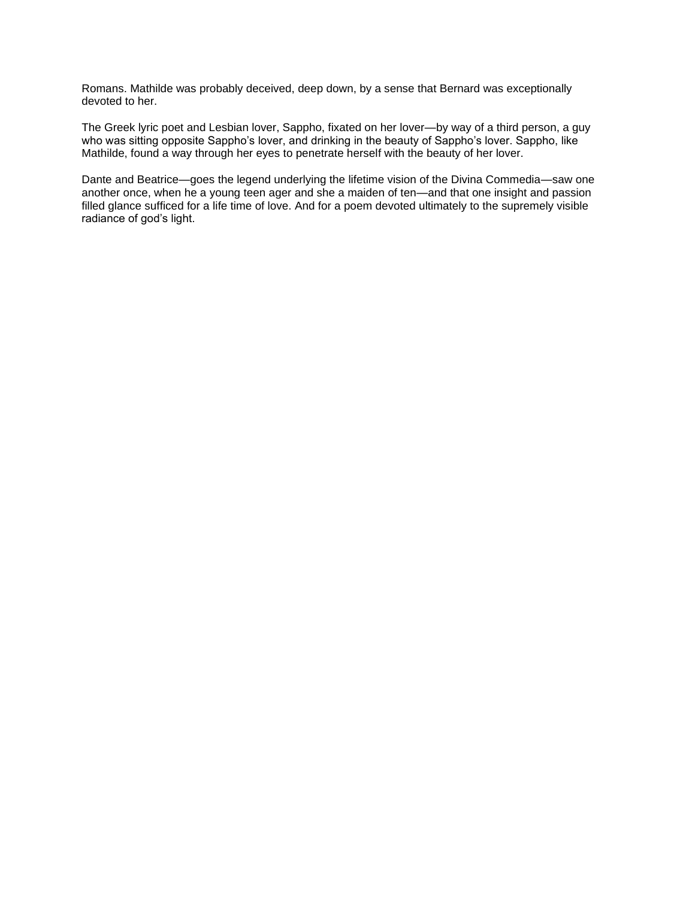Romans. Mathilde was probably deceived, deep down, by a sense that Bernard was exceptionally devoted to her.

The Greek lyric poet and Lesbian lover, Sappho, fixated on her lover—by way of a third person, a guy who was sitting opposite Sappho's lover, and drinking in the beauty of Sappho's lover. Sappho, like Mathilde, found a way through her eyes to penetrate herself with the beauty of her lover.

Dante and Beatrice—goes the legend underlying the lifetime vision of the Divina Commedia—saw one another once, when he a young teen ager and she a maiden of ten—and that one insight and passion filled glance sufficed for a life time of love. And for a poem devoted ultimately to the supremely visible radiance of god's light.